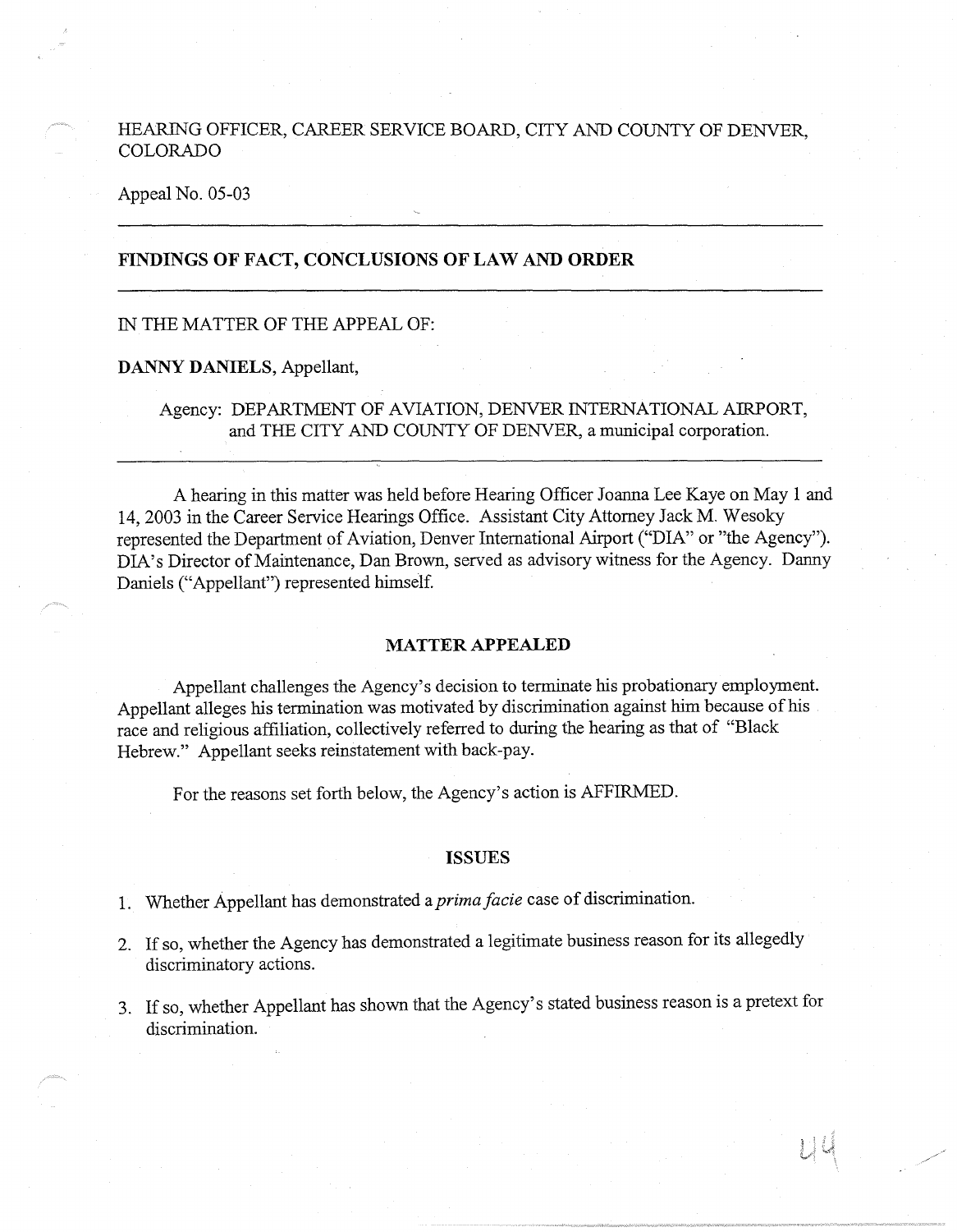HEARING OFFICER, CAREER SERVICE BOARD, CITY AND COUNTY OF DENVER, COLORADO

Appeal No. 05-03

---

## FINDINGS OF FACT, CONCLUSIONS OF LAW AND ORDER

---

IN THE MATTER OF THE APPEAL OF:

**DANNY DANIELS**, Appellant,

Agency: DEPARTMENT OF AVIATION, DENVER INTERNATIONAL AIRPORT, and THE CITY AND COUNTY OF DENVER, a municipal corporation.

---

A hearing in this matter was held before Hearing Officer Joanna Lee Kaye on May 1 and 14, 2003 in the Career Service Hearings Office. Assistant City Attorney Jack M. Wesoky represented the Department of Aviation, Denver International Airport ("DIA" or "the Agency"). DIA's Director of Maintenance, Dan Brown, served as advisory witness for the Agency. Danny Daniels ("Appellant") represented himself.

### MATTER APPEALED

Appellant challenges the Agency's decision to terminate his probationary employment. Appellant alleges his termination was motivated by discrimination against him because of his race and religious affiliation, collectively referred to during the hearing as that of "Black Hebrew." Appellant seeks reinstatement with back-pay.

For the reasons set forth below, the Agency's action is AFFIRMED.

### ISSUES

1. Whether Appellant has demonstrated a *prima facie* case of discrimination.
2. If so, whether the Agency has demonstrated a legitimate business reason for its allegedly discriminatory actions.
3. If so, whether Appellant has shown that the Agency's stated business reason is a pretext for discrimination.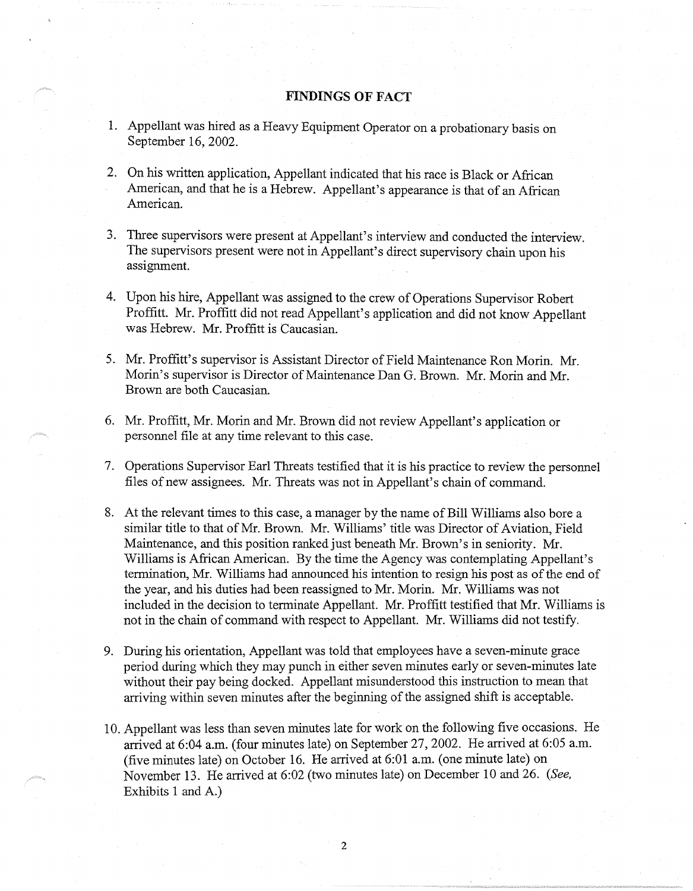## FINDINGS OF FACT

1. Appellant was hired as a Heavy Equipment Operator on a probationary basis on September 16, 2002.

2. On his written application, Appellant indicated that his race is Black or African American, and that he is a Hebrew. Appellant's appearance is that of an African American.

3. Three supervisors were present at Appellant's interview and conducted the interview. The supervisors present were not in Appellant's direct supervisory chain upon his assignment.

4. Upon his hire, Appellant was assigned to the crew of Operations Supervisor Robert Proffitt. Mr. Proffitt did not read Appellant's application and did not know Appellant was Hebrew. Mr. Proffitt is Caucasian.

5. Mr. Proffitt's supervisor is Assistant Director of Field Maintenance Ron Morin. Mr. Morin's supervisor is Director of Maintenance Dan G. Brown. Mr. Morin and Mr. Brown are both Caucasian.

6. Mr. Proffitt, Mr. Morin and Mr. Brown did not review Appellant's application or personnel file at any time relevant to this case.

7. Operations Supervisor Earl Threats testified that it is his practice to review the personnel files of new assignees. Mr. Threats was not in Appellant's chain of command.

8. At the relevant times to this case, a manager by the name of Bill Williams also bore a similar title to that of Mr. Brown. Mr. Williams' title was Director of Aviation, Field Maintenance, and this position ranked just beneath Mr. Brown's in seniority. Mr. Williams is African American. By the time the Agency was contemplating Appellant's termination, Mr. Williams had announced his intention to resign his post as of the end of the year, and his duties had been reassigned to Mr. Morin. Mr. Williams was not included in the decision to terminate Appellant. Mr. Proffitt testified that Mr. Williams is not in the chain of command with respect to Appellant. Mr. Williams did not testify.

9. During his orientation, Appellant was told that employees have a seven-minute grace period during which they may punch in either seven minutes early or seven-minutes late without their pay being docked. Appellant misunderstood this instruction to mean that arriving within seven minutes after the beginning of the assigned shift is acceptable.

10. Appellant was less than seven minutes late for work on the following five occasions. He arrived at 6:04 a.m. (four minutes late) on September 27, 2002. He arrived at 6:05 a.m. (five minutes late) on October 16. He arrived at 6:01 a.m. (one minute late) on November 13. He arrived at 6:02 (two minutes late) on December 10 and 26. (*See*, Exhibits 1 and A.)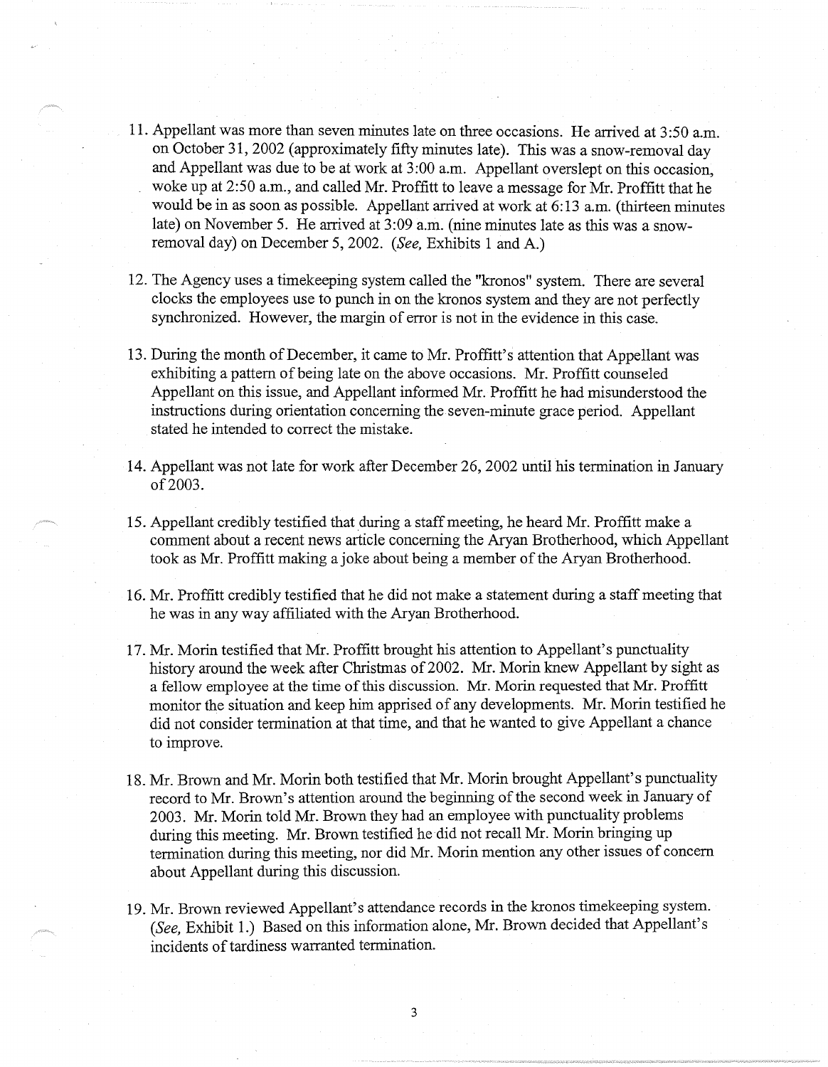11. Appellant was more than seven minutes late on three occasions. He arrived at 3:50 a.m. on October 31, 2002 (approximately fifty minutes late). This was a snow-removal day and Appellant was due to be at work at 3:00 a.m. Appellant overslept on this occasion, woke up at 2:50 a.m., and called Mr. Proffitt to leave a message for Mr. Proffitt that he would be in as soon as possible. Appellant arrived at work at 6:13 a.m. (thirteen minutes late) on November 5. He arrived at 3:09 a.m. (nine minutes late as this was a snow-removal day) on December 5, 2002. (*See,* Exhibits 1 and A.)

12. The Agency uses a timekeeping system called the "kronos" system. There are several clocks the employees use to punch in on the kronos system and they are not perfectly synchronized. However, the margin of error is not in the evidence in this case.

13. During the month of December, it came to Mr. Proffitt's attention that Appellant was exhibiting a pattern of being late on the above occasions. Mr. Proffitt counseled Appellant on this issue, and Appellant informed Mr. Proffitt he had misunderstood the instructions during orientation concerning the seven-minute grace period. Appellant stated he intended to correct the mistake.

14. Appellant was not late for work after December 26, 2002 until his termination in January of 2003.

15. Appellant credibly testified that during a staff meeting, he heard Mr. Proffitt make a comment about a recent news article concerning the Aryan Brotherhood, which Appellant took as Mr. Proffitt making a joke about being a member of the Aryan Brotherhood.

16. Mr. Proffitt credibly testified that he did not make a statement during a staff meeting that he was in any way affiliated with the Aryan Brotherhood.

17. Mr. Morin testified that Mr. Proffitt brought his attention to Appellant's punctuality history around the week after Christmas of 2002. Mr. Morin knew Appellant by sight as a fellow employee at the time of this discussion. Mr. Morin requested that Mr. Proffitt monitor the situation and keep him apprised of any developments. Mr. Morin testified he did not consider termination at that time, and that he wanted to give Appellant a chance to improve.

18. Mr. Brown and Mr. Morin both testified that Mr. Morin brought Appellant's punctuality record to Mr. Brown's attention around the beginning of the second week in January of 2003. Mr. Morin told Mr. Brown they had an employee with punctuality problems during this meeting. Mr. Brown testified he did not recall Mr. Morin bringing up termination during this meeting, nor did Mr. Morin mention any other issues of concern about Appellant during this discussion.

19. Mr. Brown reviewed Appellant's attendance records in the kronos timekeeping system. (*See,* Exhibit 1.) Based on this information alone, Mr. Brown decided that Appellant's incidents of tardiness warranted termination.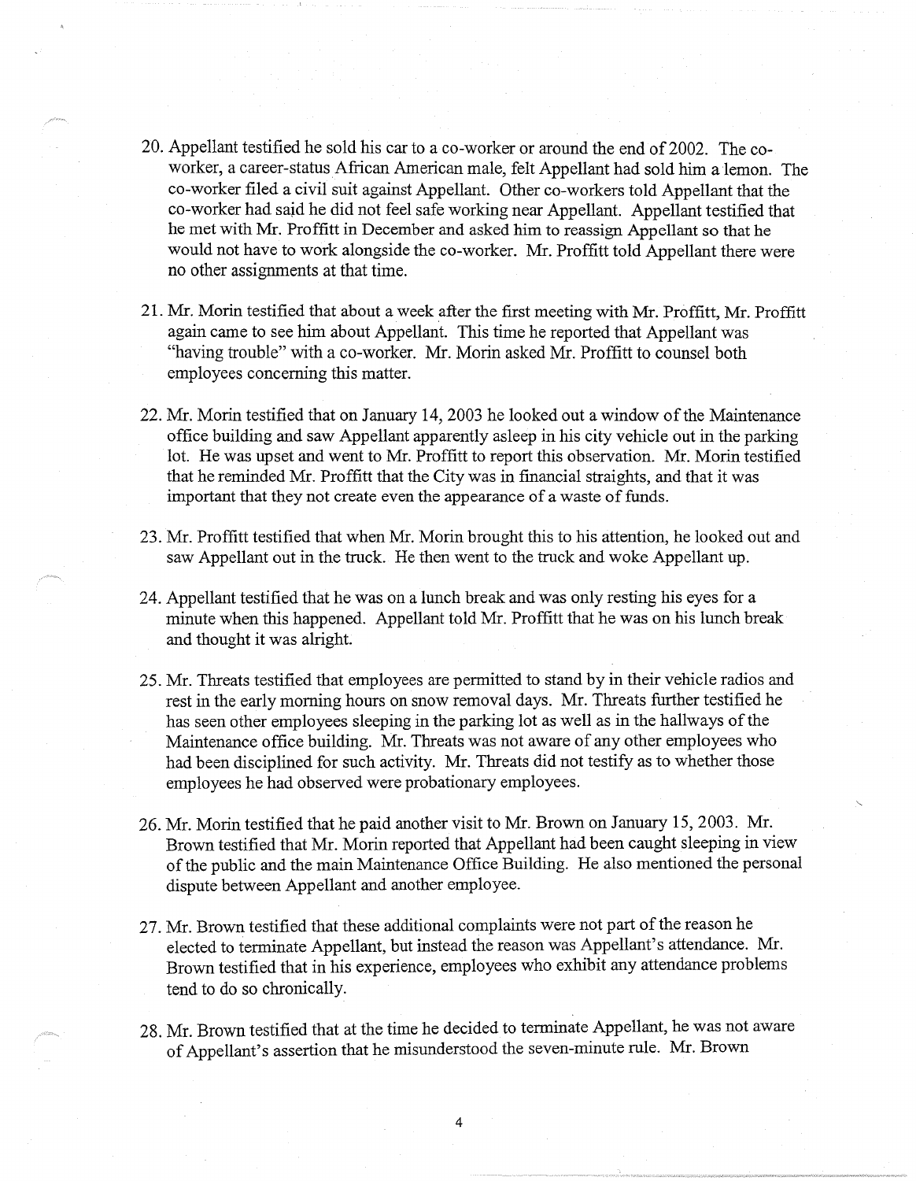20. Appellant testified he sold his car to a co-worker or around the end of 2002. The co-worker, a career-status African American male, felt Appellant had sold him a lemon. The co-worker filed a civil suit against Appellant. Other co-workers told Appellant that the co-worker had said he did not feel safe working near Appellant. Appellant testified that he met with Mr. Proffitt in December and asked him to reassign Appellant so that he would not have to work alongside the co-worker. Mr. Proffitt told Appellant there were no other assignments at that time.

21. Mr. Morin testified that about a week after the first meeting with Mr. Proffitt, Mr. Proffitt again came to see him about Appellant. This time he reported that Appellant was "having trouble" with a co-worker. Mr. Morin asked Mr. Proffitt to counsel both employees concerning this matter.

22. Mr. Morin testified that on January 14, 2003 he looked out a window of the Maintenance office building and saw Appellant apparently asleep in his city vehicle out in the parking lot. He was upset and went to Mr. Proffitt to report this observation. Mr. Morin testified that he reminded Mr. Proffitt that the City was in financial straights, and that it was important that they not create even the appearance of a waste of funds.

23. Mr. Proffitt testified that when Mr. Morin brought this to his attention, he looked out and saw Appellant out in the truck. He then went to the truck and woke Appellant up.

24. Appellant testified that he was on a lunch break and was only resting his eyes for a minute when this happened. Appellant told Mr. Proffitt that he was on his lunch break and thought it was alright.

25. Mr. Threats testified that employees are permitted to stand by in their vehicle radios and rest in the early morning hours on snow removal days. Mr. Threats further testified he has seen other employees sleeping in the parking lot as well as in the hallways of the Maintenance office building. Mr. Threats was not aware of any other employees who had been disciplined for such activity. Mr. Threats did not testify as to whether those employees he had observed were probationary employees.

26. Mr. Morin testified that he paid another visit to Mr. Brown on January 15, 2003. Mr. Brown testified that Mr. Morin reported that Appellant had been caught sleeping in view of the public and the main Maintenance Office Building. He also mentioned the personal dispute between Appellant and another employee.

27. Mr. Brown testified that these additional complaints were not part of the reason he elected to terminate Appellant, but instead the reason was Appellant's attendance. Mr. Brown testified that in his experience, employees who exhibit any attendance problems tend to do so chronically.

28. Mr. Brown testified that at the time he decided to terminate Appellant, he was not aware of Appellant's assertion that he misunderstood the seven-minute rule. Mr. Brown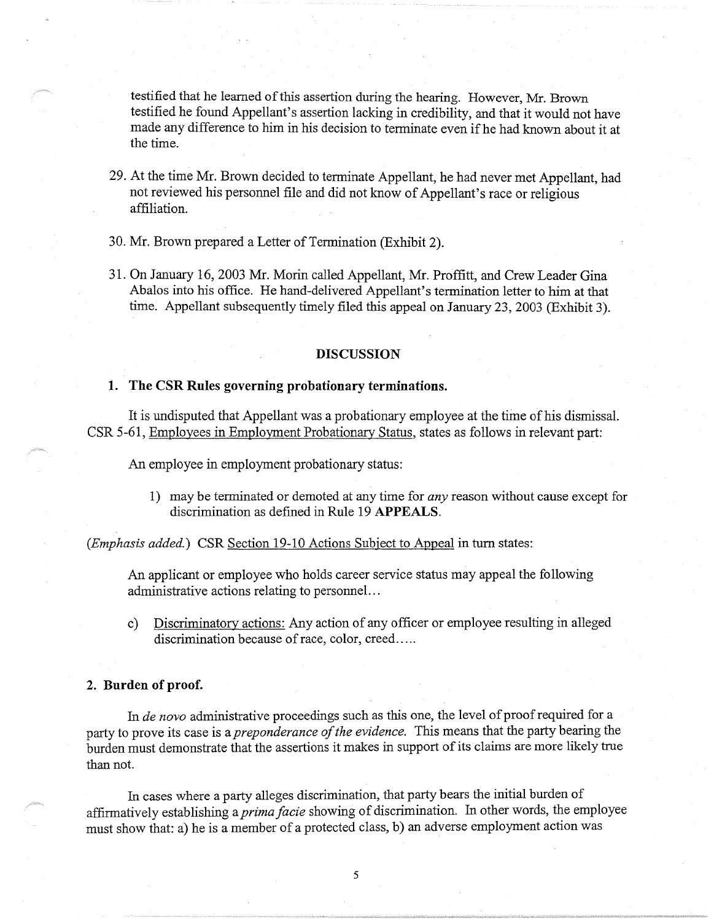testified that he learned of this assertion during the hearing. However, Mr. Brown testified he found Appellant's assertion lacking in credibility, and that it would not have made any difference to him in his decision to terminate even if he had known about it at the time.

29. At the time Mr. Brown decided to terminate Appellant, he had never met Appellant, had not reviewed his personnel file and did not know of Appellant's race or religious affiliation.

30. Mr. Brown prepared a Letter of Termination (Exhibit 2).

31. On January 16, 2003 Mr. Morin called Appellant, Mr. Proffitt, and Crew Leader Gina Abalos into his office. He hand-delivered Appellant's termination letter to him at that time. Appellant subsequently timely filed this appeal on January 23, 2003 (Exhibit 3).

## DISCUSSION

### 1. The CSR Rules governing probationary terminations.

It is undisputed that Appellant was a probationary employee at the time of his dismissal. CSR 5-61, Employees in Employment Probationary Status, states as follows in relevant part:

> An employee in employment probationary status:
>
> 1) may be terminated or demoted at any time for *any* reason without cause except for discrimination as defined in Rule 19 **APPEALS**.

(*Emphasis added.*) CSR Section 19-10 Actions Subject to Appeal in turn states:

> An applicant or employee who holds career service status may appeal the following administrative actions relating to personnel...
>
> c) Discriminatory actions: Any action of any officer or employee resulting in alleged discrimination because of race, color, creed.....

### 2. Burden of proof.

In *de novo* administrative proceedings such as this one, the level of proof required for a party to prove its case is a *preponderance of the evidence*. This means that the party bearing the burden must demonstrate that the assertions it makes in support of its claims are more likely true than not.

In cases where a party alleges discrimination, that party bears the initial burden of affirmatively establishing a *prima facie* showing of discrimination. In other words, the employee must show that: a) he is a member of a protected class, b) an adverse employment action was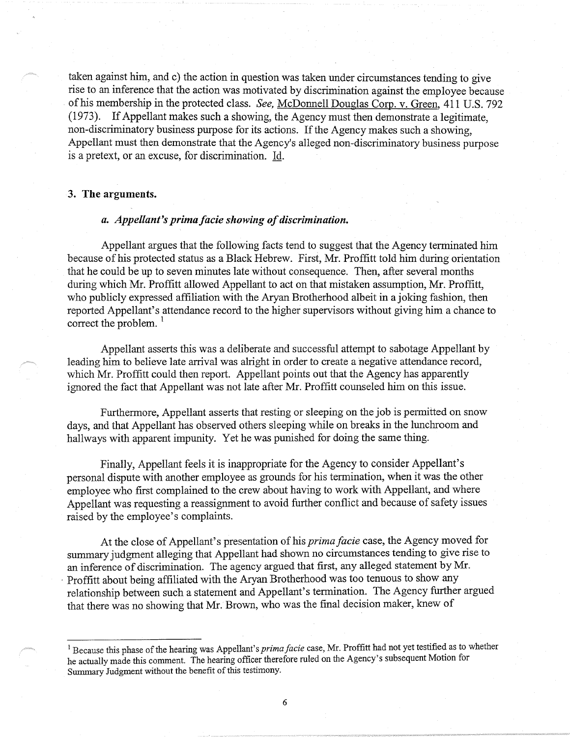taken against him, and c) the action in question was taken under circumstances tending to give rise to an inference that the action was motivated by discrimination against the employee because of his membership in the protected class. *See,* McDonnell Douglas Corp. v. Green, 411 U.S. 792 (1973). If Appellant makes such a showing, the Agency must then demonstrate a legitimate, non-discriminatory business purpose for its actions. If the Agency makes such a showing, Appellant must then demonstrate that the Agency's alleged non-discriminatory business purpose is a pretext, or an excuse, for discrimination. Id.

### 3. The arguments.

#### *a. Appellant's prima facie showing of discrimination.*

Appellant argues that the following facts tend to suggest that the Agency terminated him because of his protected status as a Black Hebrew. First, Mr. Proffitt told him during orientation that he could be up to seven minutes late without consequence. Then, after several months during which Mr. Proffitt allowed Appellant to act on that mistaken assumption, Mr. Proffitt, who publicly expressed affiliation with the Aryan Brotherhood albeit in a joking fashion, then reported Appellant's attendance record to the higher supervisors without giving him a chance to correct the problem. [1]

Appellant asserts this was a deliberate and successful attempt to sabotage Appellant by leading him to believe late arrival was alright in order to create a negative attendance record, which Mr. Proffitt could then report. Appellant points out that the Agency has apparently ignored the fact that Appellant was not late after Mr. Proffitt counseled him on this issue.

Furthermore, Appellant asserts that resting or sleeping on the job is permitted on snow days, and that Appellant has observed others sleeping while on breaks in the lunchroom and hallways with apparent impunity. Yet he was punished for doing the same thing.

Finally, Appellant feels it is inappropriate for the Agency to consider Appellant's personal dispute with another employee as grounds for his termination, when it was the other employee who first complained to the crew about having to work with Appellant, and where Appellant was requesting a reassignment to avoid further conflict and because of safety issues raised by the employee's complaints.

At the close of Appellant's presentation of his *prima facie* case, the Agency moved for summary judgment alleging that Appellant had shown no circumstances tending to give rise to an inference of discrimination. The agency argued that first, any alleged statement by Mr. Proffitt about being affiliated with the Aryan Brotherhood was too tenuous to show any relationship between such a statement and Appellant's termination. The Agency further argued that there was no showing that Mr. Brown, who was the final decision maker, knew of

---

[1] Because this phase of the hearing was Appellant's *prima facie* case, Mr. Proffitt had not yet testified as to whether he actually made this comment. The hearing officer therefore ruled on the Agency's subsequent Motion for Summary Judgment without the benefit of this testimony.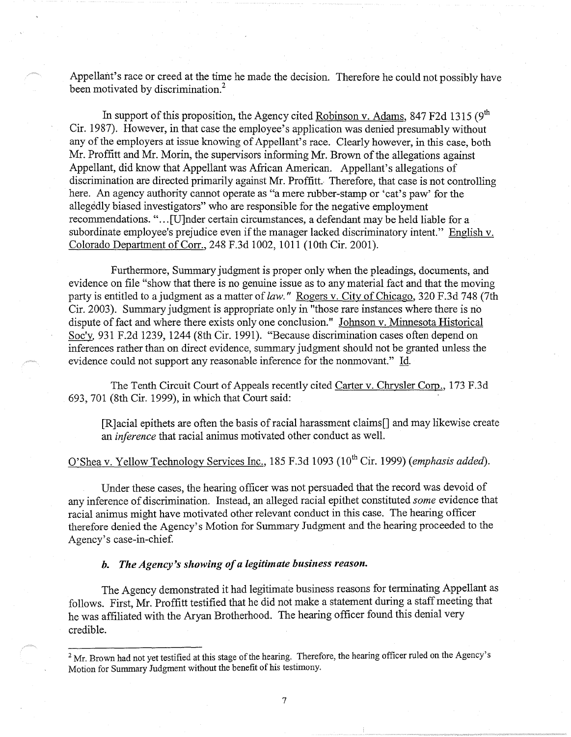Appellant's race or creed at the time he made the decision. Therefore he could not possibly have been motivated by discrimination.[2]

In support of this proposition, the Agency cited Robinson v. Adams, 847 F2d 1315 (9th Cir. 1987). However, in that case the employee's application was denied presumably without any of the employers at issue knowing of Appellant's race. Clearly however, in this case, both Mr. Proffitt and Mr. Morin, the supervisors informing Mr. Brown of the allegations against Appellant, did know that Appellant was African American. Appellant's allegations of discrimination are directed primarily against Mr. Proffitt. Therefore, that case is not controlling here. An agency authority cannot operate as "a mere rubber-stamp or 'cat's paw' for the allegedly biased investigators" who are responsible for the negative employment recommendations. "...[U]nder certain circumstances, a defendant may be held liable for a subordinate employee's prejudice even if the manager lacked discriminatory intent." English v. Colorado Department of Corr., 248 F.3d 1002, 1011 (10th Cir. 2001).

Furthermore, Summary judgment is proper only when the pleadings, documents, and evidence on file "show that there is no genuine issue as to any material fact and that the moving party is entitled to a judgment as a matter of *law.*" Rogers v. City of Chicago, 320 F.3d 748 (7th Cir. 2003). Summary judgment is appropriate only in "those rare instances where there is no dispute of fact and where there exists only one conclusion." Johnson v. Minnesota Historical Soc'y, 931 F.2d 1239, 1244 (8th Cir. 1991). "Because discrimination cases often depend on inferences rather than on direct evidence, summary judgment should not be granted unless the evidence could not support any reasonable inference for the nonmovant." Id.

The Tenth Circuit Court of Appeals recently cited Carter v. Chrysler Corp., 173 F.3d 693, 701 (8th Cir. 1999), in which that Court said:

> [R]acial epithets are often the basis of racial harassment claims[] and may likewise create an *inference* that racial animus motivated other conduct as well.

O'Shea v. Yellow Technology Services Inc., 185 F.3d 1093 (10th Cir. 1999) (*emphasis added*).

Under these cases, the hearing officer was not persuaded that the record was devoid of any inference of discrimination. Instead, an alleged racial epithet constituted *some* evidence that racial animus might have motivated other relevant conduct in this case. The hearing officer therefore denied the Agency's Motion for Summary Judgment and the hearing proceeded to the Agency's case-in-chief.

#### *b. The Agency's showing of a legitimate business reason.*

The Agency demonstrated it had legitimate business reasons for terminating Appellant as follows. First, Mr. Proffitt testified that he did not make a statement during a staff meeting that he was affiliated with the Aryan Brotherhood. The hearing officer found this denial very credible.

---

[2] Mr. Brown had not yet testified at this stage of the hearing. Therefore, the hearing officer ruled on the Agency's Motion for Summary Judgment without the benefit of his testimony.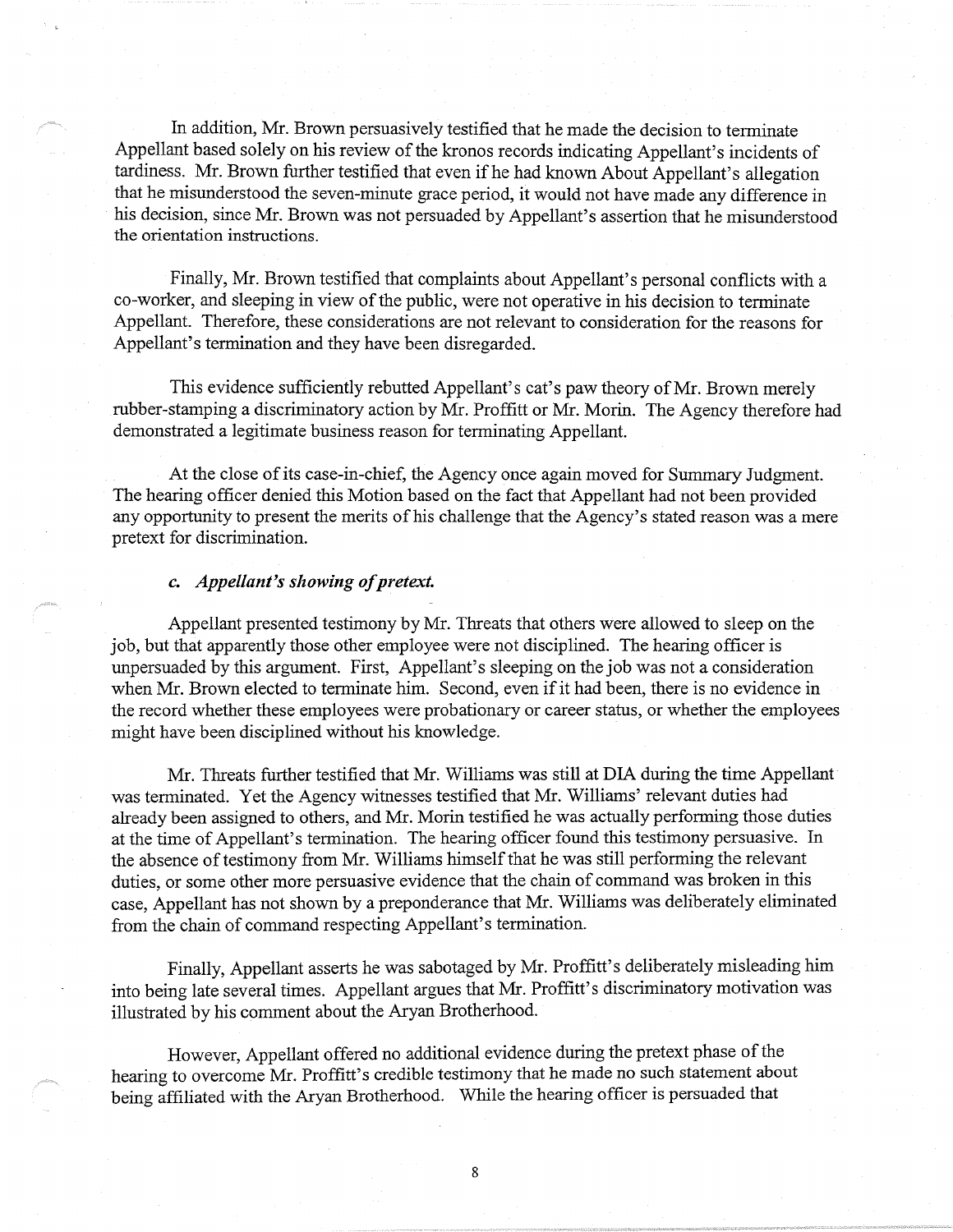In addition, Mr. Brown persuasively testified that he made the decision to terminate Appellant based solely on his review of the kronos records indicating Appellant's incidents of tardiness. Mr. Brown further testified that even if he had known About Appellant's allegation that he misunderstood the seven-minute grace period, it would not have made any difference in his decision, since Mr. Brown was not persuaded by Appellant's assertion that he misunderstood the orientation instructions.

Finally, Mr. Brown testified that complaints about Appellant's personal conflicts with a co-worker, and sleeping in view of the public, were not operative in his decision to terminate Appellant. Therefore, these considerations are not relevant to consideration for the reasons for Appellant's termination and they have been disregarded.

This evidence sufficiently rebutted Appellant's cat's paw theory of Mr. Brown merely rubber-stamping a discriminatory action by Mr. Proffitt or Mr. Morin. The Agency therefore had demonstrated a legitimate business reason for terminating Appellant.

At the close of its case-in-chief, the Agency once again moved for Summary Judgment. The hearing officer denied this Motion based on the fact that Appellant had not been provided any opportunity to present the merits of his challenge that the Agency's stated reason was a mere pretext for discrimination.

### *c. Appellant's showing of pretext.*

Appellant presented testimony by Mr. Threats that others were allowed to sleep on the job, but that apparently those other employee were not disciplined. The hearing officer is unpersuaded by this argument. First, Appellant's sleeping on the job was not a consideration when Mr. Brown elected to terminate him. Second, even if it had been, there is no evidence in the record whether these employees were probationary or career status, or whether the employees might have been disciplined without his knowledge.

Mr. Threats further testified that Mr. Williams was still at DIA during the time Appellant was terminated. Yet the Agency witnesses testified that Mr. Williams' relevant duties had already been assigned to others, and Mr. Morin testified he was actually performing those duties at the time of Appellant's termination. The hearing officer found this testimony persuasive. In the absence of testimony from Mr. Williams himself that he was still performing the relevant duties, or some other more persuasive evidence that the chain of command was broken in this case, Appellant has not shown by a preponderance that Mr. Williams was deliberately eliminated from the chain of command respecting Appellant's termination.

Finally, Appellant asserts he was sabotaged by Mr. Proffitt's deliberately misleading him into being late several times. Appellant argues that Mr. Proffitt's discriminatory motivation was illustrated by his comment about the Aryan Brotherhood.

However, Appellant offered no additional evidence during the pretext phase of the hearing to overcome Mr. Proffitt's credible testimony that he made no such statement about being affiliated with the Aryan Brotherhood. While the hearing officer is persuaded that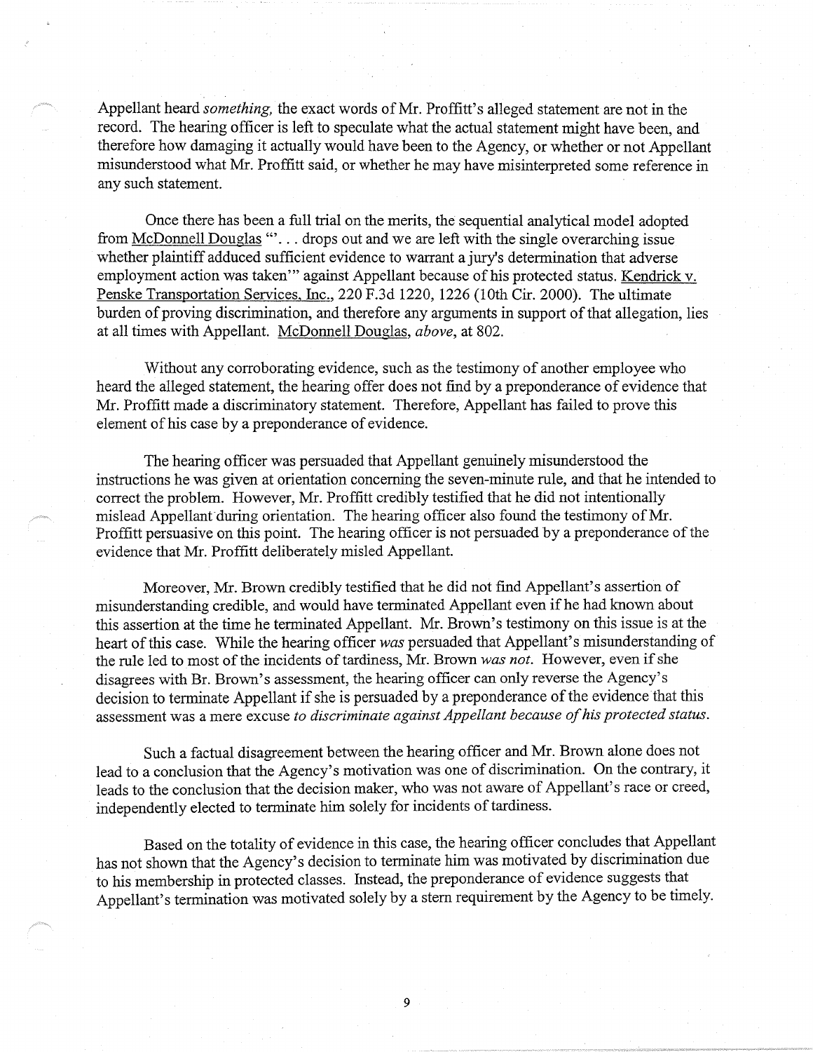Appellant heard *something,* the exact words of Mr. Proffitt's alleged statement are not in the record. The hearing officer is left to speculate what the actual statement might have been, and therefore how damaging it actually would have been to the Agency, or whether or not Appellant misunderstood what Mr. Proffitt said, or whether he may have misinterpreted some reference in any such statement.

Once there has been a full trial on the merits, the sequential analytical model adopted from McDonnell Douglas "'. . . drops out and we are left with the single overarching issue whether plaintiff adduced sufficient evidence to warrant a jury's determination that adverse employment action was taken'" against Appellant because of his protected status. Kendrick v. Penske Transportation Services, Inc., 220 F.3d 1220, 1226 (10th Cir. 2000). The ultimate burden of proving discrimination, and therefore any arguments in support of that allegation, lies at all times with Appellant. McDonnell Douglas, *above*, at 802.

Without any corroborating evidence, such as the testimony of another employee who heard the alleged statement, the hearing offer does not find by a preponderance of evidence that Mr. Proffitt made a discriminatory statement. Therefore, Appellant has failed to prove this element of his case by a preponderance of evidence.

The hearing officer was persuaded that Appellant genuinely misunderstood the instructions he was given at orientation concerning the seven-minute rule, and that he intended to correct the problem. However, Mr. Proffitt credibly testified that he did not intentionally mislead Appellant during orientation. The hearing officer also found the testimony of Mr. Proffitt persuasive on this point. The hearing officer is not persuaded by a preponderance of the evidence that Mr. Proffitt deliberately misled Appellant.

Moreover, Mr. Brown credibly testified that he did not find Appellant's assertion of misunderstanding credible, and would have terminated Appellant even if he had known about this assertion at the time he terminated Appellant. Mr. Brown's testimony on this issue is at the heart of this case. While the hearing officer *was* persuaded that Appellant's misunderstanding of the rule led to most of the incidents of tardiness, Mr. Brown *was not*. However, even if she disagrees with Br. Brown's assessment, the hearing officer can only reverse the Agency's decision to terminate Appellant if she is persuaded by a preponderance of the evidence that this assessment was a mere excuse *to discriminate against Appellant because of his protected status.*

Such a factual disagreement between the hearing officer and Mr. Brown alone does not lead to a conclusion that the Agency's motivation was one of discrimination. On the contrary, it leads to the conclusion that the decision maker, who was not aware of Appellant's race or creed, independently elected to terminate him solely for incidents of tardiness.

Based on the totality of evidence in this case, the hearing officer concludes that Appellant has not shown that the Agency's decision to terminate him was motivated by discrimination due to his membership in protected classes. Instead, the preponderance of evidence suggests that Appellant's termination was motivated solely by a stern requirement by the Agency to be timely.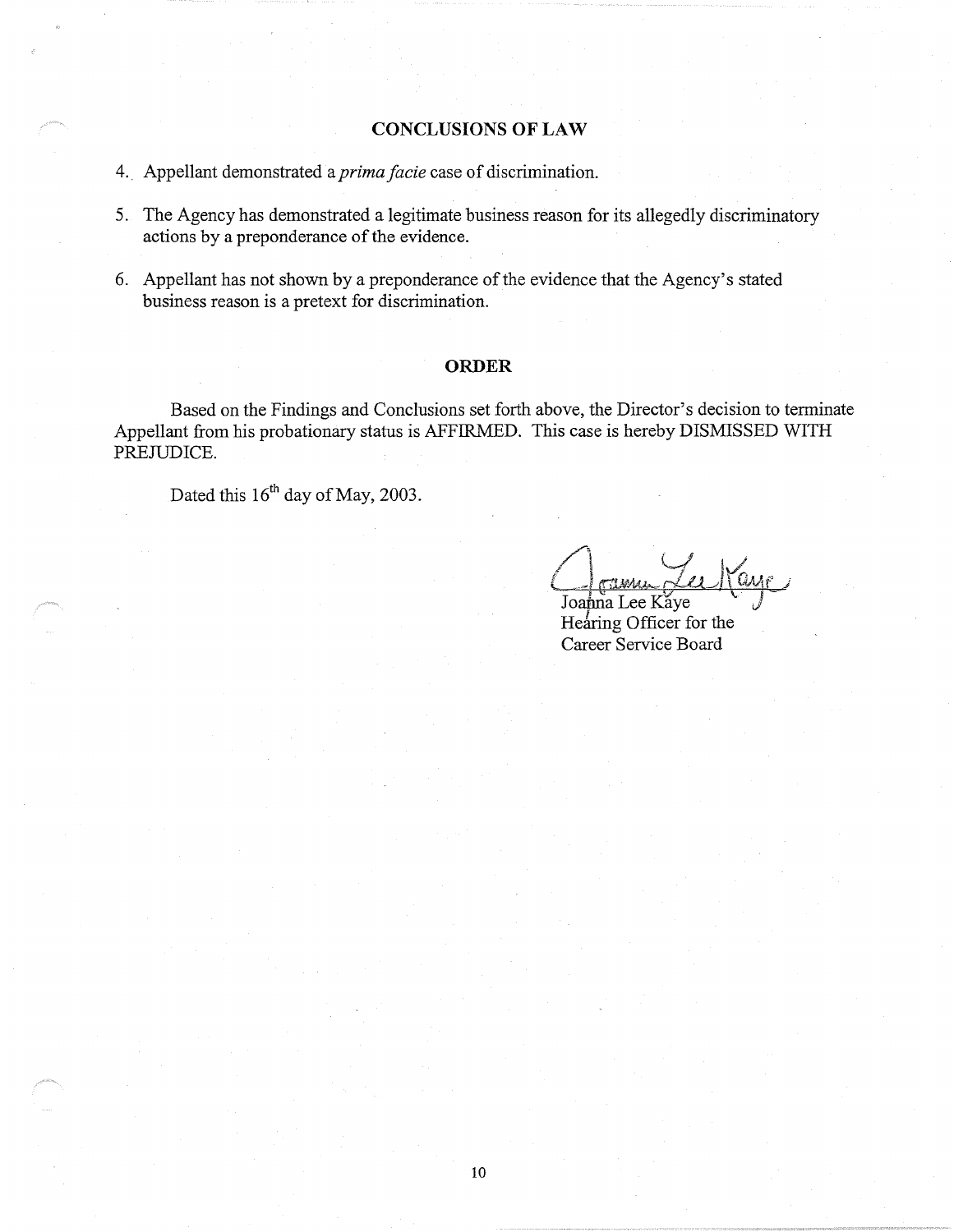## CONCLUSIONS OF LAW

4. Appellant demonstrated a *prima facie* case of discrimination.

5. The Agency has demonstrated a legitimate business reason for its allegedly discriminatory actions by a preponderance of the evidence.

6. Appellant has not shown by a preponderance of the evidence that the Agency's stated business reason is a pretext for discrimination.

## ORDER

Based on the Findings and Conclusions set forth above, the Director's decision to terminate Appellant from his probationary status is AFFIRMED. This case is hereby DISMISSED WITH PREJUDICE.

Dated this 16th day of May, 2003.

Joanna Lee Kaye
Hearing Officer for the
Career Service Board